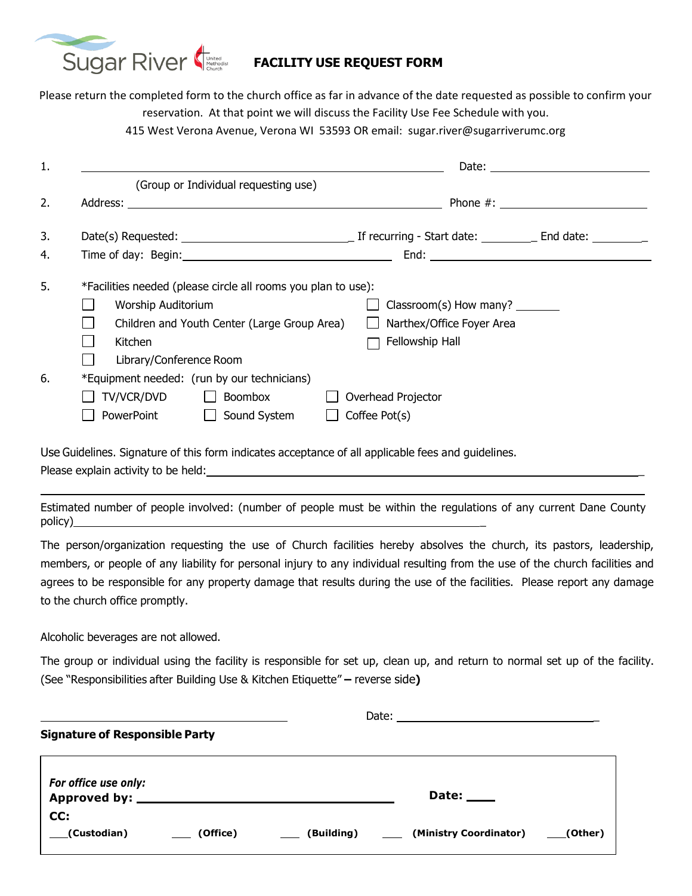Sugar River United Methodist Church

# FACILITY USE REQUEST FORM

Please return the completed form to the church office as far in advance of the date requested as possible to confirm your reservation. At that point we will discuss the Facility Use Fee Schedule with you.
415 West Verona Avenue, Verona WI 53593 OR email: sugar.river@sugarriverumc.org

1. ______________________________ Date: ______________
   (Group or Individual requesting use)
2. Address: ______________________________ Phone #: ______________
3. Date(s) Requested: ______________ If recurring - Start date: ________ End date: ________
4. Time of day: Begin: ______________ End: ______________
5. *Facilities needed (please circle all rooms you plan to use):
   - ☐ Worship Auditorium
   - ☐ Children and Youth Center (Large Group Area)
   - ☐ Kitchen
   - ☐ Library/Conference Room
   - ☐ Classroom(s) How many? ______
   - ☐ Narthex/Office Foyer Area
   - ☐ Fellowship Hall
6. *Equipment needed: (run by our technicians)
   - ☐ TV/VCR/DVD
   - ☐ Boombox
   - ☐ Overhead Projector
   - ☐ PowerPoint
   - ☐ Sound System
   - ☐ Coffee Pot(s)

Use Guidelines. Signature of this form indicates acceptance of all applicable fees and guidelines.
Please explain activity to be held: ______________________________

______________________________

Estimated number of people involved: (number of people must be within the regulations of any current Dane County policy) ______________________________

The person/organization requesting the use of Church facilities hereby absolves the church, its pastors, leadership, members, or people of any liability for personal injury to any individual resulting from the use of the church facilities and agrees to be responsible for any property damage that results during the use of the facilities. Please report any damage to the church office promptly.

Alcoholic beverages are not allowed.

The group or individual using the facility is responsible for set up, clean up, and return to normal set up of the facility. (See "Responsibilities after Building Use & Kitchen Etiquette" – reverse side**)**

______________________________ Date: ______________
**Signature of Responsible Party**

***For office use only:***
**Approved by:** ______________________________ **Date:** ____
**CC:**
**___(Custodian)** **___ (Office)** **___ (Building)** **___ (Ministry Coordinator)** **___(Other)**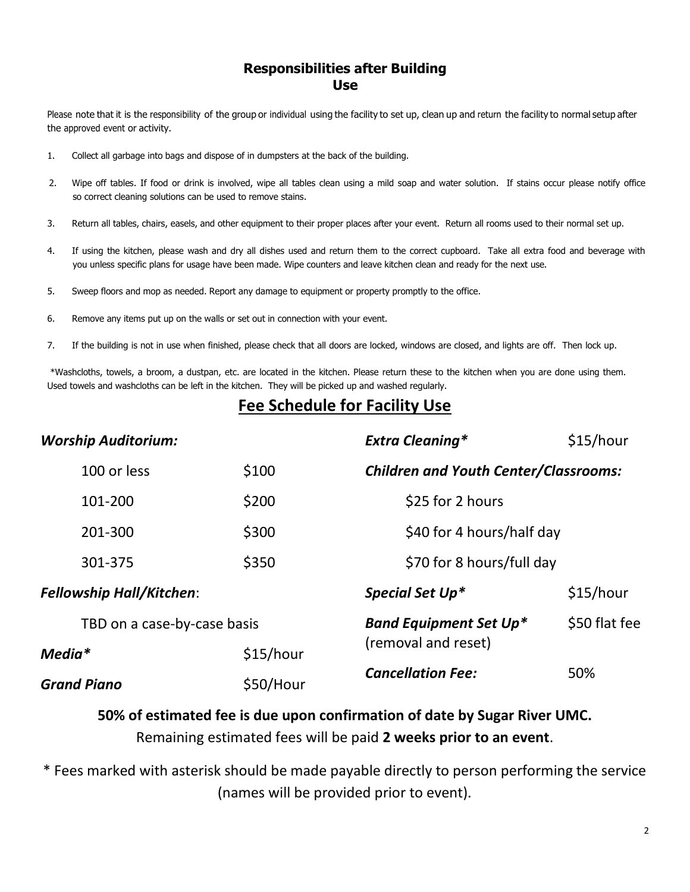## Responsibilities after Building Use

Please note that it is the responsibility of the group or individual using the facility to set up, clean up and return the facility to normal setup after the approved event or activity.

1. Collect all garbage into bags and dispose of in dumpsters at the back of the building.
2. Wipe off tables. If food or drink is involved, wipe all tables clean using a mild soap and water solution. If stains occur please notify office so correct cleaning solutions can be used to remove stains.
3. Return all tables, chairs, easels, and other equipment to their proper places after your event. Return all rooms used to their normal set up.
4. If using the kitchen, please wash and dry all dishes used and return them to the correct cupboard. Take all extra food and beverage with you unless specific plans for usage have been made. Wipe counters and leave kitchen clean and ready for the next use.
5. Sweep floors and mop as needed. Report any damage to equipment or property promptly to the office.
6. Remove any items put up on the walls or set out in connection with your event.
7. If the building is not in use when finished, please check that all doors are locked, windows are closed, and lights are off. Then lock up.

*Washcloths, towels, a broom, a dustpan, etc. are located in the kitchen. Please return these to the kitchen when you are done using them. Used towels and washcloths can be left in the kitchen. They will be picked up and washed regularly.

## Fee Schedule for Facility Use

***Worship Auditorium:***

| | |
|---|---|
| 100 or less | $100 |
| 101-200 | $200 |
| 201-300 | $300 |
| 301-375 | $350 |

***Fellowship Hall/Kitchen***:

TBD on a case-by-case basis

| | |
|---|---|
| ***Media**** | $15/hour |
| ***Grand Piano*** | $50/Hour |
| ***Extra Cleaning**** | $15/hour |

***Children and Youth Center/Classrooms:***

- $25 for 2 hours
- $40 for 4 hours/half day
- $70 for 8 hours/full day

| | |
|---|---|
| ***Special Set Up**** | $15/hour |
| ***Band Equipment Set Up**** (removal and reset) | $50 flat fee |
| ***Cancellation Fee:*** | 50% |

**50% of estimated fee is due upon confirmation of date by Sugar River UMC.**
Remaining estimated fees will be paid **2 weeks prior to an event**.

* Fees marked with asterisk should be made payable directly to person performing the service (names will be provided prior to event).